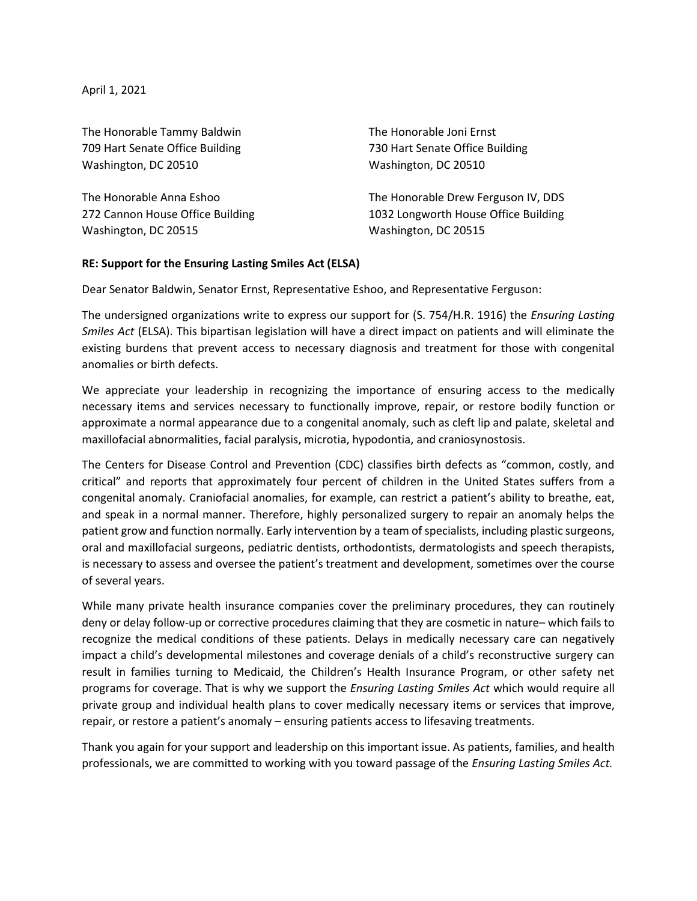April 1, 2021

The Honorable Tammy Baldwin
709 Hart Senate Office Building
Washington, DC 20510

The Honorable Joni Ernst
730 Hart Senate Office Building
Washington, DC 20510

The Honorable Anna Eshoo
272 Cannon House Office Building
Washington, DC 20515

The Honorable Drew Ferguson IV, DDS
1032 Longworth House Office Building
Washington, DC 20515

**RE: Support for the Ensuring Lasting Smiles Act (ELSA)**

Dear Senator Baldwin, Senator Ernst, Representative Eshoo, and Representative Ferguson:

The undersigned organizations write to express our support for (S. 754/H.R. 1916) the *Ensuring Lasting Smiles Act* (ELSA). This bipartisan legislation will have a direct impact on patients and will eliminate the existing burdens that prevent access to necessary diagnosis and treatment for those with congenital anomalies or birth defects.

We appreciate your leadership in recognizing the importance of ensuring access to the medically necessary items and services necessary to functionally improve, repair, or restore bodily function or approximate a normal appearance due to a congenital anomaly, such as cleft lip and palate, skeletal and maxillofacial abnormalities, facial paralysis, microtia, hypodontia, and craniosynostosis.

The Centers for Disease Control and Prevention (CDC) classifies birth defects as "common, costly, and critical" and reports that approximately four percent of children in the United States suffers from a congenital anomaly. Craniofacial anomalies, for example, can restrict a patient's ability to breathe, eat, and speak in a normal manner. Therefore, highly personalized surgery to repair an anomaly helps the patient grow and function normally. Early intervention by a team of specialists, including plastic surgeons, oral and maxillofacial surgeons, pediatric dentists, orthodontists, dermatologists and speech therapists, is necessary to assess and oversee the patient's treatment and development, sometimes over the course of several years.

While many private health insurance companies cover the preliminary procedures, they can routinely deny or delay follow-up or corrective procedures claiming that they are cosmetic in nature– which fails to recognize the medical conditions of these patients. Delays in medically necessary care can negatively impact a child's developmental milestones and coverage denials of a child's reconstructive surgery can result in families turning to Medicaid, the Children's Health Insurance Program, or other safety net programs for coverage. That is why we support the *Ensuring Lasting Smiles Act* which would require all private group and individual health plans to cover medically necessary items or services that improve, repair, or restore a patient's anomaly – ensuring patients access to lifesaving treatments.

Thank you again for your support and leadership on this important issue. As patients, families, and health professionals, we are committed to working with you toward passage of the *Ensuring Lasting Smiles Act.*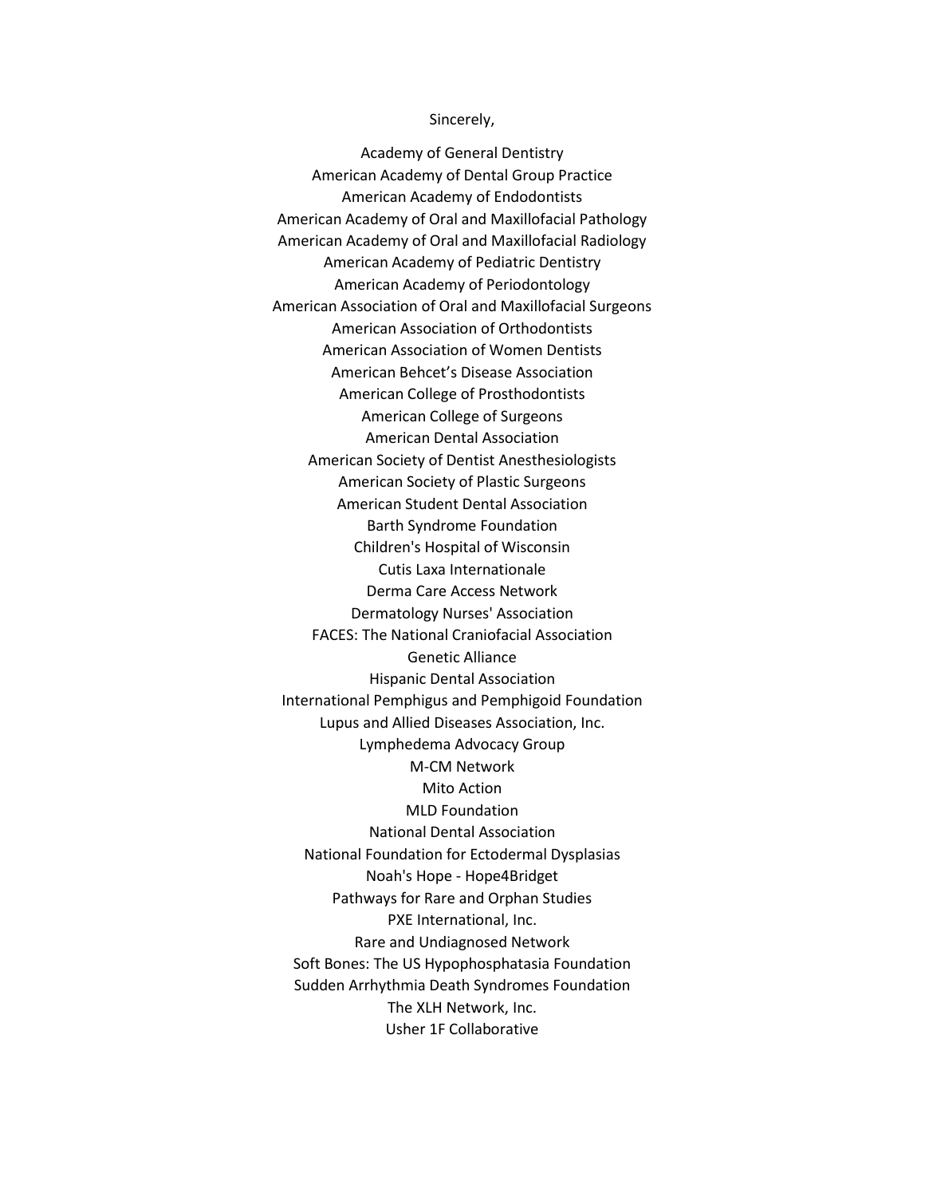Sincerely,

Academy of General Dentistry
American Academy of Dental Group Practice
American Academy of Endodontists
American Academy of Oral and Maxillofacial Pathology
American Academy of Oral and Maxillofacial Radiology
American Academy of Pediatric Dentistry
American Academy of Periodontology
American Association of Oral and Maxillofacial Surgeons
American Association of Orthodontists
American Association of Women Dentists
American Behcet's Disease Association
American College of Prosthodontists
American College of Surgeons
American Dental Association
American Society of Dentist Anesthesiologists
American Society of Plastic Surgeons
American Student Dental Association
Barth Syndrome Foundation
Children's Hospital of Wisconsin
Cutis Laxa Internationale
Derma Care Access Network
Dermatology Nurses' Association
FACES: The National Craniofacial Association
Genetic Alliance
Hispanic Dental Association
International Pemphigus and Pemphigoid Foundation
Lupus and Allied Diseases Association, Inc.
Lymphedema Advocacy Group
M-CM Network
Mito Action
MLD Foundation
National Dental Association
National Foundation for Ectodermal Dysplasias
Noah's Hope - Hope4Bridget
Pathways for Rare and Orphan Studies
PXE International, Inc.
Rare and Undiagnosed Network
Soft Bones: The US Hypophosphatasia Foundation
Sudden Arrhythmia Death Syndromes Foundation
The XLH Network, Inc.
Usher 1F Collaborative